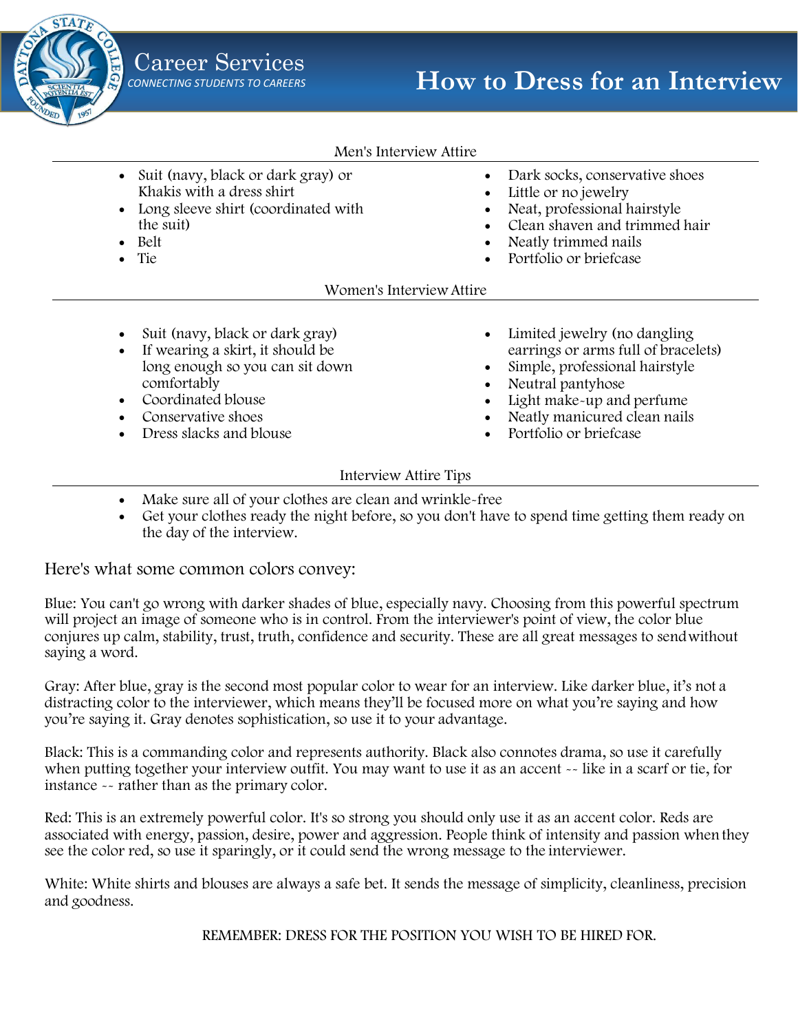Career Services
*CONNECTING STUDENTS TO CAREERS*

# How to Dress for an Interview

## Men's Interview Attire

- Suit (navy, black or dark gray) or Khakis with a dress shirt
- Long sleeve shirt (coordinated with the suit)
- Belt
- Tie
- Dark socks, conservative shoes
- Little or no jewelry
- Neat, professional hairstyle
- Clean shaven and trimmed hair
- Neatly trimmed nails
- Portfolio or briefcase

## Women's Interview Attire

- Suit (navy, black or dark gray)
- If wearing a skirt, it should be long enough so you can sit down comfortably
- Coordinated blouse
- Conservative shoes
- Dress slacks and blouse
- Limited jewelry (no dangling earrings or arms full of bracelets)
- Simple, professional hairstyle
- Neutral pantyhose
- Light make-up and perfume
- Neatly manicured clean nails
- Portfolio or briefcase

## Interview Attire Tips

- Make sure all of your clothes are clean and wrinkle-free
- Get your clothes ready the night before, so you don't have to spend time getting them ready on the day of the interview.

## Here's what some common colors convey:

Blue: You can't go wrong with darker shades of blue, especially navy. Choosing from this powerful spectrum will project an image of someone who is in control. From the interviewer's point of view, the color blue conjures up calm, stability, trust, truth, confidence and security. These are all great messages to send without saying a word.

Gray: After blue, gray is the second most popular color to wear for an interview. Like darker blue, it's not a distracting color to the interviewer, which means they'll be focused more on what you're saying and how you're saying it. Gray denotes sophistication, so use it to your advantage.

Black: This is a commanding color and represents authority. Black also connotes drama, so use it carefully when putting together your interview outfit. You may want to use it as an accent -- like in a scarf or tie, for instance -- rather than as the primary color.

Red: This is an extremely powerful color. It's so strong you should only use it as an accent color. Reds are associated with energy, passion, desire, power and aggression. People think of intensity and passion when they see the color red, so use it sparingly, or it could send the wrong message to the interviewer.

White: White shirts and blouses are always a safe bet. It sends the message of simplicity, cleanliness, precision and goodness.

REMEMBER: DRESS FOR THE POSITION YOU WISH TO BE HIRED FOR.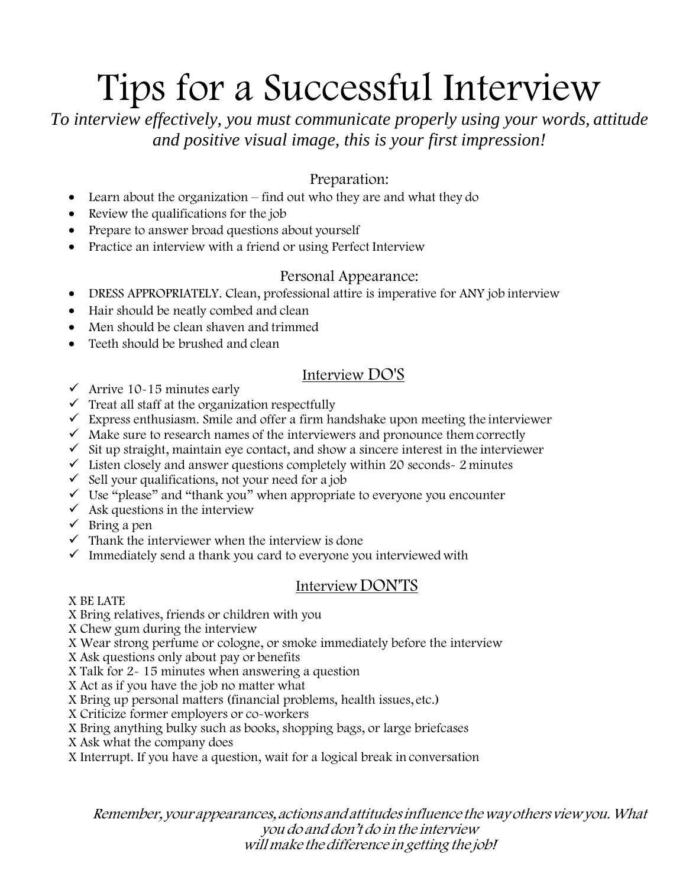# Tips for a Successful Interview

*To interview effectively, you must communicate properly using your words, attitude and positive visual image, this is your first impression!*

### Preparation:

- Learn about the organization – find out who they are and what they do
- Review the qualifications for the job
- Prepare to answer broad questions about yourself
- Practice an interview with a friend or using Perfect Interview

### Personal Appearance:

- DRESS APPROPRIATELY. Clean, professional attire is imperative for ANY job interview
- Hair should be neatly combed and clean
- Men should be clean shaven and trimmed
- Teeth should be brushed and clean

### Interview DO'S

- ✓ Arrive 10-15 minutes early
- ✓ Treat all staff at the organization respectfully
- ✓ Express enthusiasm. Smile and offer a firm handshake upon meeting the interviewer
- ✓ Make sure to research names of the interviewers and pronounce them correctly
- ✓ Sit up straight, maintain eye contact, and show a sincere interest in the interviewer
- ✓ Listen closely and answer questions completely within 20 seconds- 2 minutes
- ✓ Sell your qualifications, not your need for a job
- ✓ Use "please" and "thank you" when appropriate to everyone you encounter
- ✓ Ask questions in the interview
- ✓ Bring a pen
- ✓ Thank the interviewer when the interview is done
- ✓ Immediately send a thank you card to everyone you interviewed with

### Interview DON'TS

X BE LATE
X Bring relatives, friends or children with you
X Chew gum during the interview
X Wear strong perfume or cologne, or smoke immediately before the interview
X Ask questions only about pay or benefits
X Talk for 2- 15 minutes when answering a question
X Act as if you have the job no matter what
X Bring up personal matters (financial problems, health issues, etc.)
X Criticize former employers or co-workers
X Bring anything bulky such as books, shopping bags, or large briefcases
X Ask what the company does
X Interrupt. If you have a question, wait for a logical break in conversation

*Remember, your appearances, actions and attitudes influence the way others view you. What you do and don't do in the interview will make the difference in getting the job!*